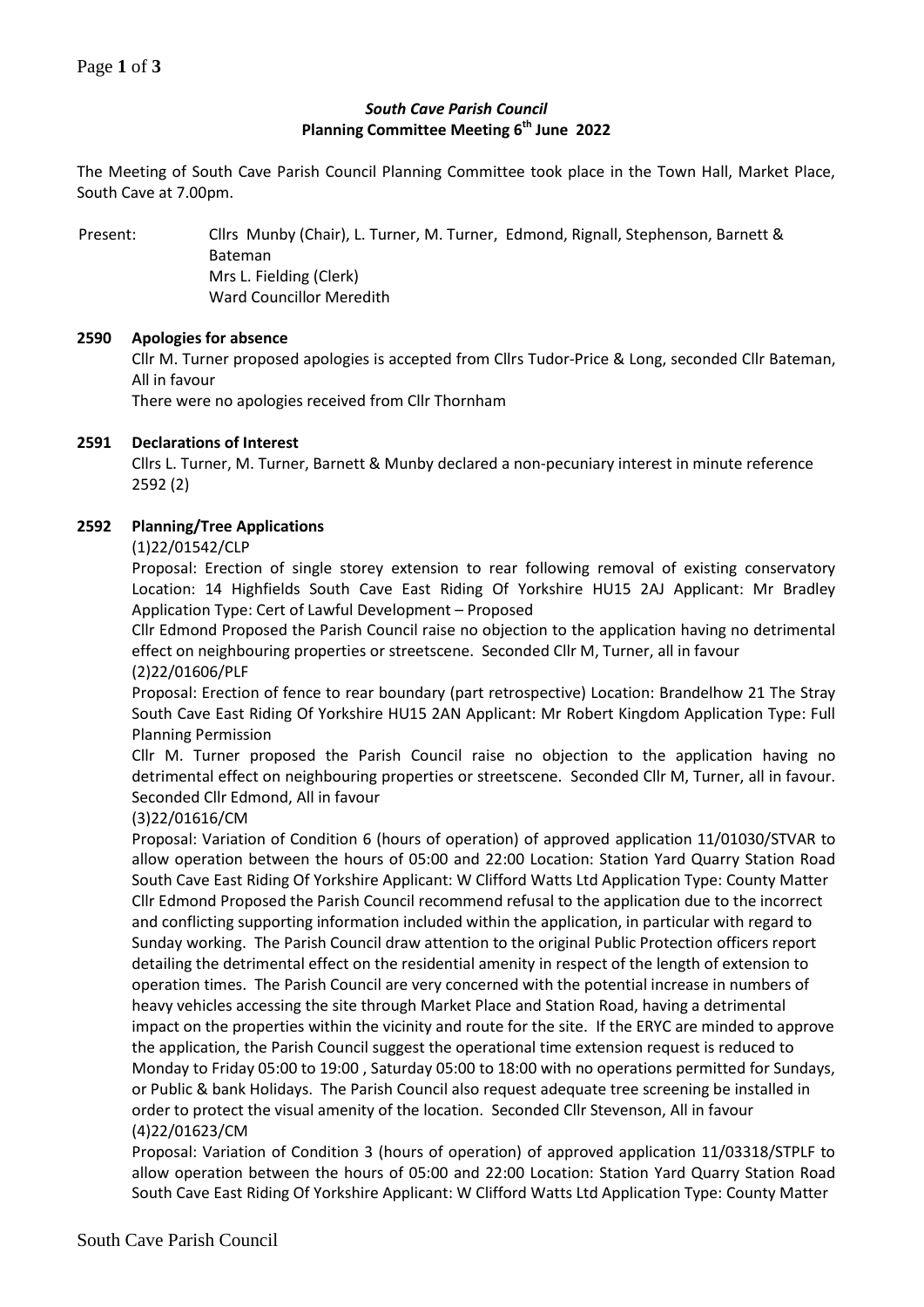### *South Cave Parish Council*
### Planning Committee Meeting 6th June 2022

The Meeting of South Cave Parish Council Planning Committee took place in the Town Hall, Market Place, South Cave at 7.00pm.

Present: Cllrs Munby (Chair), L. Turner, M. Turner, Edmond, Rignall, Stephenson, Barnett & Bateman
Mrs L. Fielding (Clerk)
Ward Councillor Meredith

**2590 Apologies for absence**

Cllr M. Turner proposed apologies is accepted from Cllrs Tudor-Price & Long, seconded Cllr Bateman, All in favour

There were no apologies received from Cllr Thornham

**2591 Declarations of Interest**

Cllrs L. Turner, M. Turner, Barnett & Munby declared a non-pecuniary interest in minute reference 2592 (2)

**2592 Planning/Tree Applications**

(1)22/01542/CLP

Proposal: Erection of single storey extension to rear following removal of existing conservatory Location: 14 Highfields South Cave East Riding Of Yorkshire HU15 2AJ Applicant: Mr Bradley Application Type: Cert of Lawful Development – Proposed

Cllr Edmond Proposed the Parish Council raise no objection to the application having no detrimental effect on neighbouring properties or streetscene. Seconded Cllr M, Turner, all in favour

(2)22/01606/PLF

Proposal: Erection of fence to rear boundary (part retrospective) Location: Brandelhow 21 The Stray South Cave East Riding Of Yorkshire HU15 2AN Applicant: Mr Robert Kingdom Application Type: Full Planning Permission

Cllr M. Turner proposed the Parish Council raise no objection to the application having no detrimental effect on neighbouring properties or streetscene. Seconded Cllr M, Turner, all in favour. Seconded Cllr Edmond, All in favour

(3)22/01616/CM

Proposal: Variation of Condition 6 (hours of operation) of approved application 11/01030/STVAR to allow operation between the hours of 05:00 and 22:00 Location: Station Yard Quarry Station Road South Cave East Riding Of Yorkshire Applicant: W Clifford Watts Ltd Application Type: County Matter

Cllr Edmond Proposed the Parish Council recommend refusal to the application due to the incorrect and conflicting supporting information included within the application, in particular with regard to Sunday working. The Parish Council draw attention to the original Public Protection officers report detailing the detrimental effect on the residential amenity in respect of the length of extension to operation times. The Parish Council are very concerned with the potential increase in numbers of heavy vehicles accessing the site through Market Place and Station Road, having a detrimental impact on the properties within the vicinity and route for the site. If the ERYC are minded to approve the application, the Parish Council suggest the operational time extension request is reduced to Monday to Friday 05:00 to 19:00 , Saturday 05:00 to 18:00 with no operations permitted for Sundays, or Public & bank Holidays. The Parish Council also request adequate tree screening be installed in order to protect the visual amenity of the location. Seconded Cllr Stevenson, All in favour

(4)22/01623/CM

Proposal: Variation of Condition 3 (hours of operation) of approved application 11/03318/STPLF to allow operation between the hours of 05:00 and 22:00 Location: Station Yard Quarry Station Road South Cave East Riding Of Yorkshire Applicant: W Clifford Watts Ltd Application Type: County Matter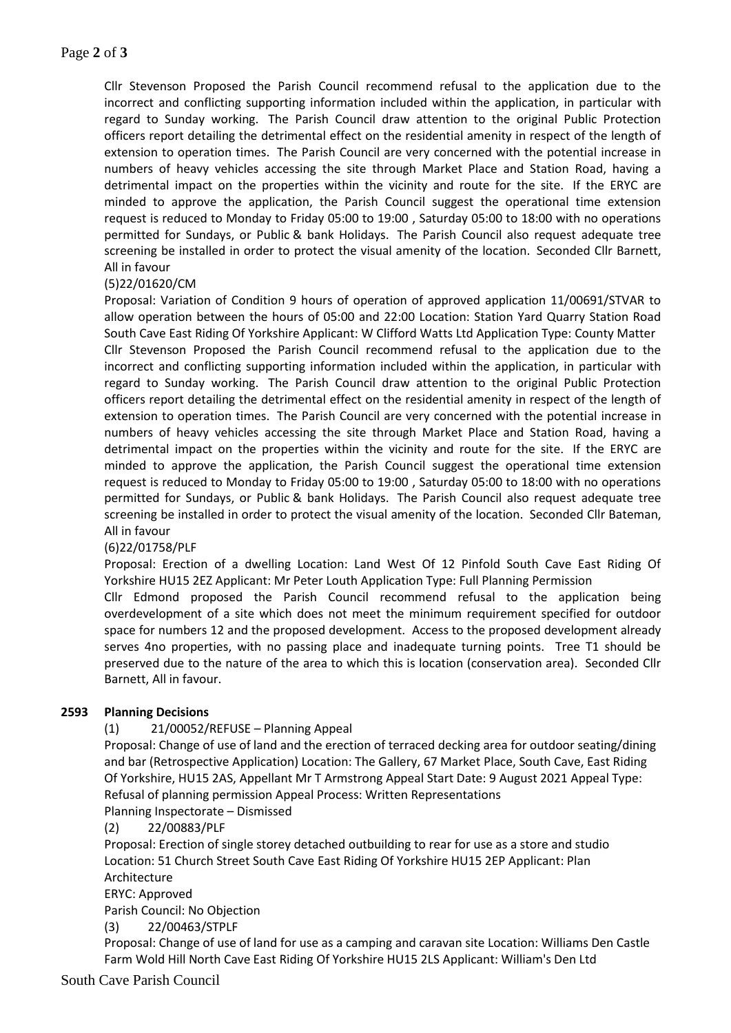Cllr Stevenson Proposed the Parish Council recommend refusal to the application due to the incorrect and conflicting supporting information included within the application, in particular with regard to Sunday working. The Parish Council draw attention to the original Public Protection officers report detailing the detrimental effect on the residential amenity in respect of the length of extension to operation times. The Parish Council are very concerned with the potential increase in numbers of heavy vehicles accessing the site through Market Place and Station Road, having a detrimental impact on the properties within the vicinity and route for the site. If the ERYC are minded to approve the application, the Parish Council suggest the operational time extension request is reduced to Monday to Friday 05:00 to 19:00 , Saturday 05:00 to 18:00 with no operations permitted for Sundays, or Public & bank Holidays. The Parish Council also request adequate tree screening be installed in order to protect the visual amenity of the location. Seconded Cllr Barnett, All in favour

(5)22/01620/CM

Proposal: Variation of Condition 9 hours of operation of approved application 11/00691/STVAR to allow operation between the hours of 05:00 and 22:00 Location: Station Yard Quarry Station Road South Cave East Riding Of Yorkshire Applicant: W Clifford Watts Ltd Application Type: County Matter

Cllr Stevenson Proposed the Parish Council recommend refusal to the application due to the incorrect and conflicting supporting information included within the application, in particular with regard to Sunday working. The Parish Council draw attention to the original Public Protection officers report detailing the detrimental effect on the residential amenity in respect of the length of extension to operation times. The Parish Council are very concerned with the potential increase in numbers of heavy vehicles accessing the site through Market Place and Station Road, having a detrimental impact on the properties within the vicinity and route for the site. If the ERYC are minded to approve the application, the Parish Council suggest the operational time extension request is reduced to Monday to Friday 05:00 to 19:00 , Saturday 05:00 to 18:00 with no operations permitted for Sundays, or Public & bank Holidays. The Parish Council also request adequate tree screening be installed in order to protect the visual amenity of the location. Seconded Cllr Bateman, All in favour

(6)22/01758/PLF

Proposal: Erection of a dwelling Location: Land West Of 12 Pinfold South Cave East Riding Of Yorkshire HU15 2EZ Applicant: Mr Peter Louth Application Type: Full Planning Permission

Cllr Edmond proposed the Parish Council recommend refusal to the application being overdevelopment of a site which does not meet the minimum requirement specified for outdoor space for numbers 12 and the proposed development. Access to the proposed development already serves 4no properties, with no passing place and inadequate turning points. Tree T1 should be preserved due to the nature of the area to which this is location (conservation area). Seconded Cllr Barnett, All in favour.

**2593 Planning Decisions**

(1) 21/00052/REFUSE – Planning Appeal

Proposal: Change of use of land and the erection of terraced decking area for outdoor seating/dining and bar (Retrospective Application) Location: The Gallery, 67 Market Place, South Cave, East Riding Of Yorkshire, HU15 2AS, Appellant Mr T Armstrong Appeal Start Date: 9 August 2021 Appeal Type: Refusal of planning permission Appeal Process: Written Representations

Planning Inspectorate – Dismissed

(2) 22/00883/PLF

Proposal: Erection of single storey detached outbuilding to rear for use as a store and studio Location: 51 Church Street South Cave East Riding Of Yorkshire HU15 2EP Applicant: Plan Architecture

ERYC: Approved

Parish Council: No Objection

(3) 22/00463/STPLF

Proposal: Change of use of land for use as a camping and caravan site Location: Williams Den Castle Farm Wold Hill North Cave East Riding Of Yorkshire HU15 2LS Applicant: William's Den Ltd

South Cave Parish Council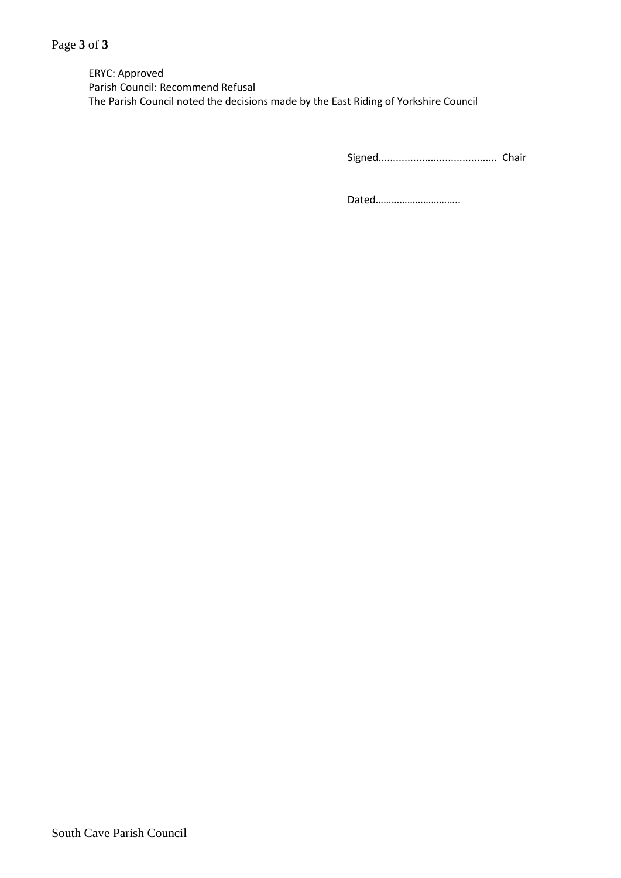ERYC: Approved
Parish Council: Recommend Refusal
The Parish Council noted the decisions made by the East Riding of Yorkshire Council

Signed......................................... Chair

Dated…………………………..